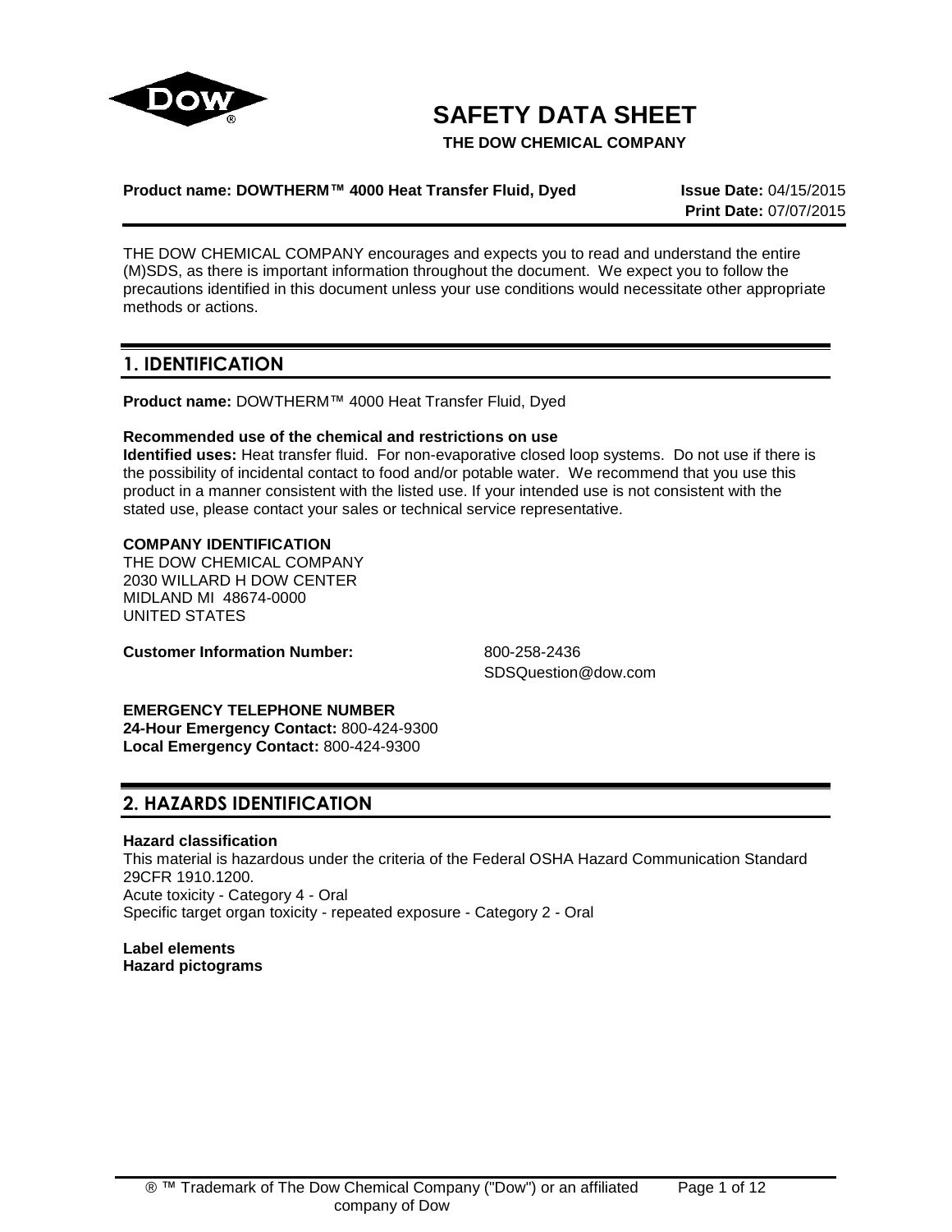# SAFETY DATA SHEET

**THE DOW CHEMICAL COMPANY**

**Product name: DOWTHERM™ 4000 Heat Transfer Fluid, Dyed** **Issue Date:** 04/15/2015
**Print Date:** 07/07/2015

THE DOW CHEMICAL COMPANY encourages and expects you to read and understand the entire (M)SDS, as there is important information throughout the document. We expect you to follow the precautions identified in this document unless your use conditions would necessitate other appropriate methods or actions.

## 1. IDENTIFICATION

**Product name:** DOWTHERM™ 4000 Heat Transfer Fluid, Dyed

**Recommended use of the chemical and restrictions on use**
**Identified uses:** Heat transfer fluid. For non-evaporative closed loop systems. Do not use if there is the possibility of incidental contact to food and/or potable water. We recommend that you use this product in a manner consistent with the listed use. If your intended use is not consistent with the stated use, please contact your sales or technical service representative.

**COMPANY IDENTIFICATION**
THE DOW CHEMICAL COMPANY
2030 WILLARD H DOW CENTER
MIDLAND MI 48674-0000
UNITED STATES

**Customer Information Number:** 800-258-2436
SDSQuestion@dow.com

**EMERGENCY TELEPHONE NUMBER**
**24-Hour Emergency Contact:** 800-424-9300
**Local Emergency Contact:** 800-424-9300

## 2. HAZARDS IDENTIFICATION

**Hazard classification**
This material is hazardous under the criteria of the Federal OSHA Hazard Communication Standard 29CFR 1910.1200.
Acute toxicity - Category 4 - Oral
Specific target organ toxicity - repeated exposure - Category 2 - Oral

**Label elements**
**Hazard pictograms**

® ™ Trademark of The Dow Chemical Company ("Dow") or an affiliated company of Dow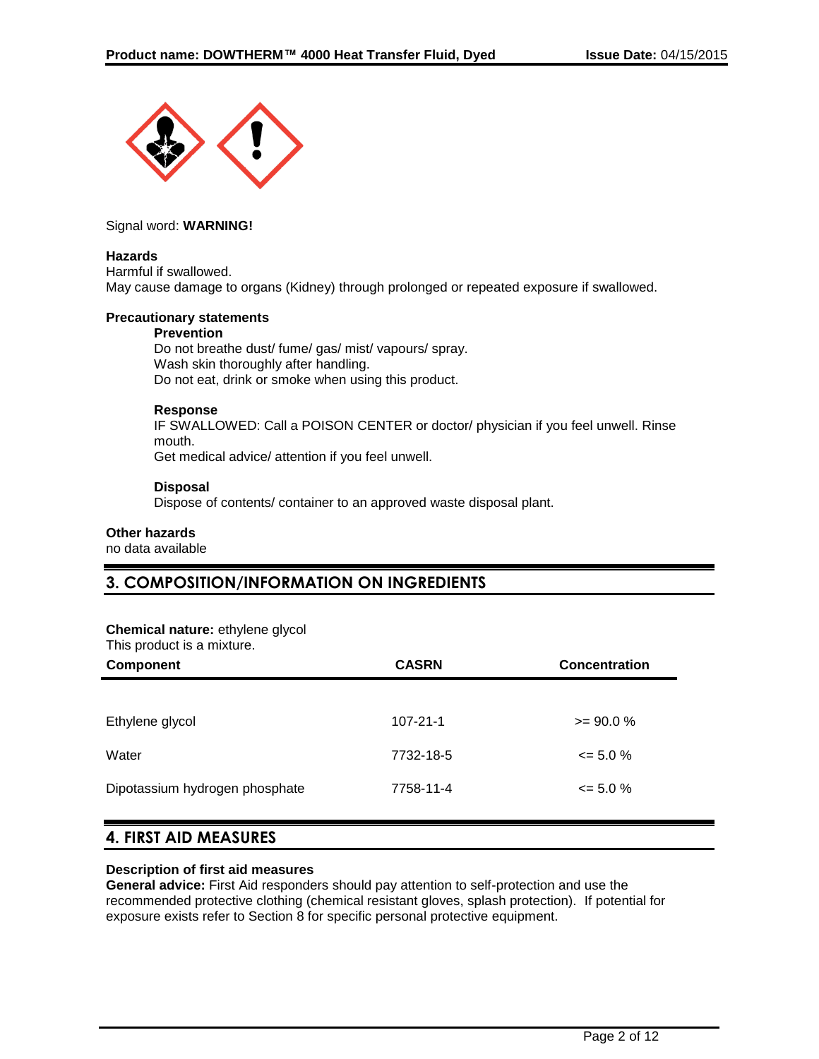Signal word: **WARNING!**

**Hazards**

Harmful if swallowed.
May cause damage to organs (Kidney) through prolonged or repeated exposure if swallowed.

**Precautionary statements**

**Prevention**

Do not breathe dust/ fume/ gas/ mist/ vapours/ spray.
Wash skin thoroughly after handling.
Do not eat, drink or smoke when using this product.

**Response**

IF SWALLOWED: Call a POISON CENTER or doctor/ physician if you feel unwell. Rinse mouth.
Get medical advice/ attention if you feel unwell.

**Disposal**

Dispose of contents/ container to an approved waste disposal plant.

**Other hazards**

no data available

## 3. COMPOSITION/INFORMATION ON INGREDIENTS

**Chemical nature:** ethylene glycol
This product is a mixture.

| Component | CASRN | Concentration |
|---|---|---|
| Ethylene glycol | 107-21-1 | >= 90.0 % |
| Water | 7732-18-5 | <= 5.0 % |
| Dipotassium hydrogen phosphate | 7758-11-4 | <= 5.0 % |

## 4. FIRST AID MEASURES

**Description of first aid measures**

**General advice:** First Aid responders should pay attention to self-protection and use the recommended protective clothing (chemical resistant gloves, splash protection). If potential for exposure exists refer to Section 8 for specific personal protective equipment.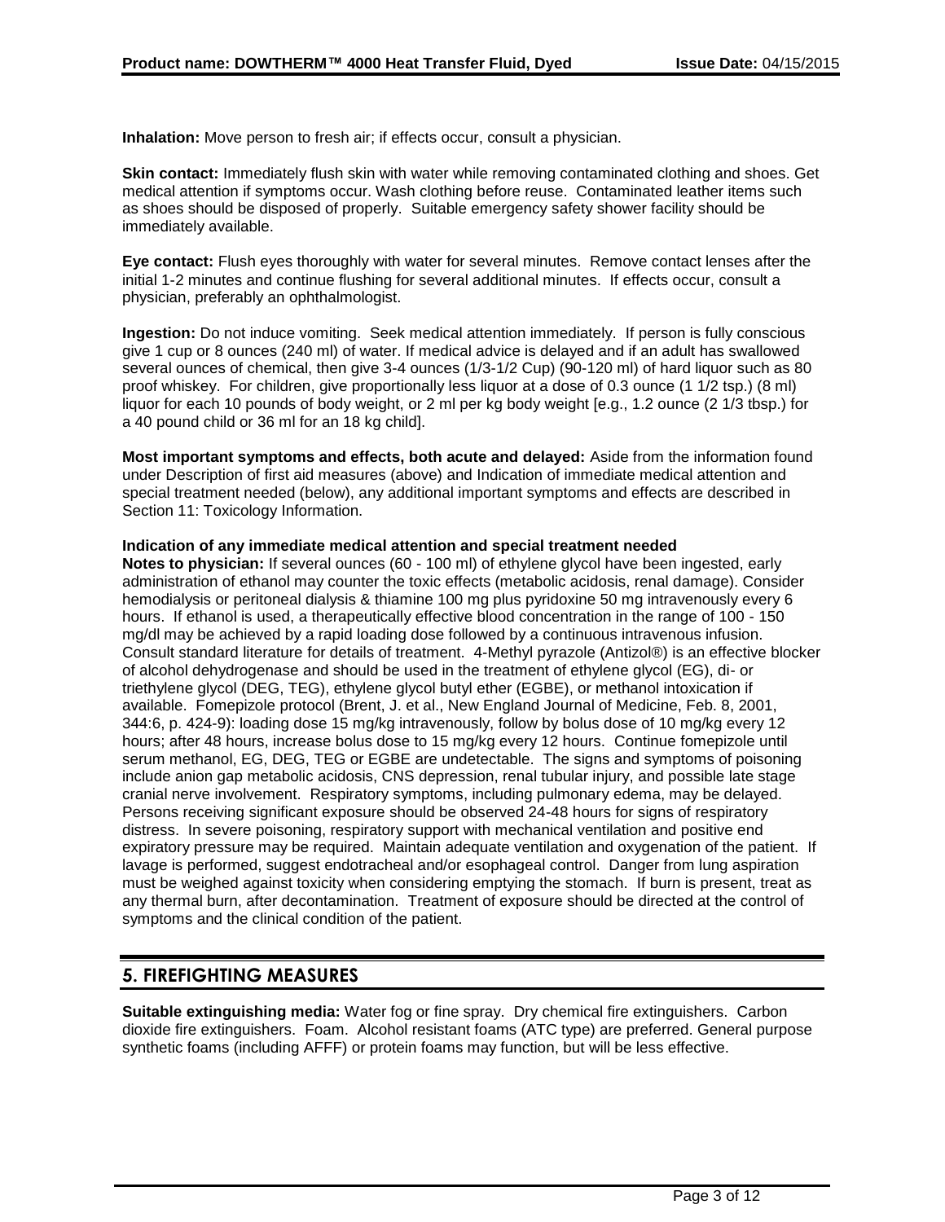**Inhalation:** Move person to fresh air; if effects occur, consult a physician.

**Skin contact:** Immediately flush skin with water while removing contaminated clothing and shoes. Get medical attention if symptoms occur. Wash clothing before reuse. Contaminated leather items such as shoes should be disposed of properly. Suitable emergency safety shower facility should be immediately available.

**Eye contact:** Flush eyes thoroughly with water for several minutes. Remove contact lenses after the initial 1-2 minutes and continue flushing for several additional minutes. If effects occur, consult a physician, preferably an ophthalmologist.

**Ingestion:** Do not induce vomiting. Seek medical attention immediately. If person is fully conscious give 1 cup or 8 ounces (240 ml) of water. If medical advice is delayed and if an adult has swallowed several ounces of chemical, then give 3-4 ounces (1/3-1/2 Cup) (90-120 ml) of hard liquor such as 80 proof whiskey. For children, give proportionally less liquor at a dose of 0.3 ounce (1 1/2 tsp.) (8 ml) liquor for each 10 pounds of body weight, or 2 ml per kg body weight [e.g., 1.2 ounce (2 1/3 tbsp.) for a 40 pound child or 36 ml for an 18 kg child].

**Most important symptoms and effects, both acute and delayed:** Aside from the information found under Description of first aid measures (above) and Indication of immediate medical attention and special treatment needed (below), any additional important symptoms and effects are described in Section 11: Toxicology Information.

**Indication of any immediate medical attention and special treatment needed**

**Notes to physician:** If several ounces (60 - 100 ml) of ethylene glycol have been ingested, early administration of ethanol may counter the toxic effects (metabolic acidosis, renal damage). Consider hemodialysis or peritoneal dialysis & thiamine 100 mg plus pyridoxine 50 mg intravenously every 6 hours. If ethanol is used, a therapeutically effective blood concentration in the range of 100 - 150 mg/dl may be achieved by a rapid loading dose followed by a continuous intravenous infusion. Consult standard literature for details of treatment. 4-Methyl pyrazole (Antizol®) is an effective blocker of alcohol dehydrogenase and should be used in the treatment of ethylene glycol (EG), di- or triethylene glycol (DEG, TEG), ethylene glycol butyl ether (EGBE), or methanol intoxication if available. Fomepizole protocol (Brent, J. et al., New England Journal of Medicine, Feb. 8, 2001, 344:6, p. 424-9): loading dose 15 mg/kg intravenously, follow by bolus dose of 10 mg/kg every 12 hours; after 48 hours, increase bolus dose to 15 mg/kg every 12 hours. Continue fomepizole until serum methanol, EG, DEG, TEG or EGBE are undetectable. The signs and symptoms of poisoning include anion gap metabolic acidosis, CNS depression, renal tubular injury, and possible late stage cranial nerve involvement. Respiratory symptoms, including pulmonary edema, may be delayed. Persons receiving significant exposure should be observed 24-48 hours for signs of respiratory distress. In severe poisoning, respiratory support with mechanical ventilation and positive end expiratory pressure may be required. Maintain adequate ventilation and oxygenation of the patient. If lavage is performed, suggest endotracheal and/or esophageal control. Danger from lung aspiration must be weighed against toxicity when considering emptying the stomach. If burn is present, treat as any thermal burn, after decontamination. Treatment of exposure should be directed at the control of symptoms and the clinical condition of the patient.

## 5. FIREFIGHTING MEASURES

**Suitable extinguishing media:** Water fog or fine spray. Dry chemical fire extinguishers. Carbon dioxide fire extinguishers. Foam. Alcohol resistant foams (ATC type) are preferred. General purpose synthetic foams (including AFFF) or protein foams may function, but will be less effective.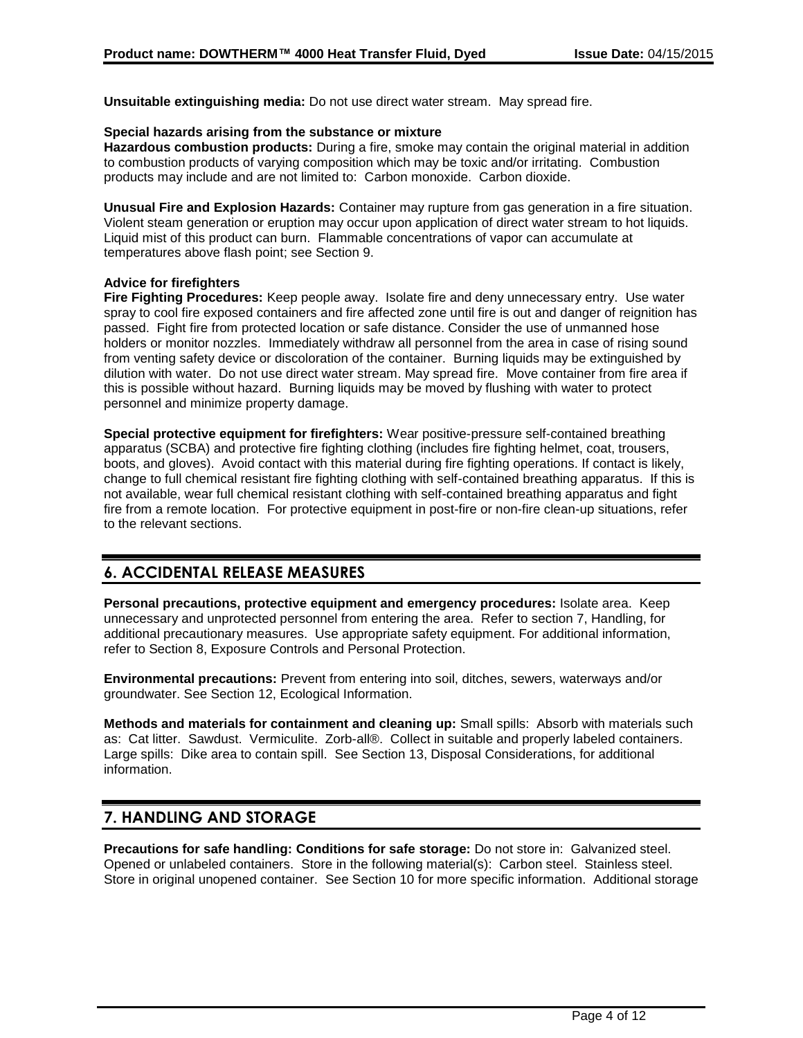**Unsuitable extinguishing media:** Do not use direct water stream. May spread fire.

**Special hazards arising from the substance or mixture**

**Hazardous combustion products:** During a fire, smoke may contain the original material in addition to combustion products of varying composition which may be toxic and/or irritating. Combustion products may include and are not limited to: Carbon monoxide. Carbon dioxide.

**Unusual Fire and Explosion Hazards:** Container may rupture from gas generation in a fire situation. Violent steam generation or eruption may occur upon application of direct water stream to hot liquids. Liquid mist of this product can burn. Flammable concentrations of vapor can accumulate at temperatures above flash point; see Section 9.

**Advice for firefighters**

**Fire Fighting Procedures:** Keep people away. Isolate fire and deny unnecessary entry. Use water spray to cool fire exposed containers and fire affected zone until fire is out and danger of reignition has passed. Fight fire from protected location or safe distance. Consider the use of unmanned hose holders or monitor nozzles. Immediately withdraw all personnel from the area in case of rising sound from venting safety device or discoloration of the container. Burning liquids may be extinguished by dilution with water. Do not use direct water stream. May spread fire. Move container from fire area if this is possible without hazard. Burning liquids may be moved by flushing with water to protect personnel and minimize property damage.

**Special protective equipment for firefighters:** Wear positive-pressure self-contained breathing apparatus (SCBA) and protective fire fighting clothing (includes fire fighting helmet, coat, trousers, boots, and gloves). Avoid contact with this material during fire fighting operations. If contact is likely, change to full chemical resistant fire fighting clothing with self-contained breathing apparatus. If this is not available, wear full chemical resistant clothing with self-contained breathing apparatus and fight fire from a remote location. For protective equipment in post-fire or non-fire clean-up situations, refer to the relevant sections.

## 6. ACCIDENTAL RELEASE MEASURES

**Personal precautions, protective equipment and emergency procedures:** Isolate area. Keep unnecessary and unprotected personnel from entering the area. Refer to section 7, Handling, for additional precautionary measures. Use appropriate safety equipment. For additional information, refer to Section 8, Exposure Controls and Personal Protection.

**Environmental precautions:** Prevent from entering into soil, ditches, sewers, waterways and/or groundwater. See Section 12, Ecological Information.

**Methods and materials for containment and cleaning up:** Small spills: Absorb with materials such as: Cat litter. Sawdust. Vermiculite. Zorb-all®. Collect in suitable and properly labeled containers. Large spills: Dike area to contain spill. See Section 13, Disposal Considerations, for additional information.

## 7. HANDLING AND STORAGE

**Precautions for safe handling: Conditions for safe storage:** Do not store in: Galvanized steel. Opened or unlabeled containers. Store in the following material(s): Carbon steel. Stainless steel. Store in original unopened container. See Section 10 for more specific information. Additional storage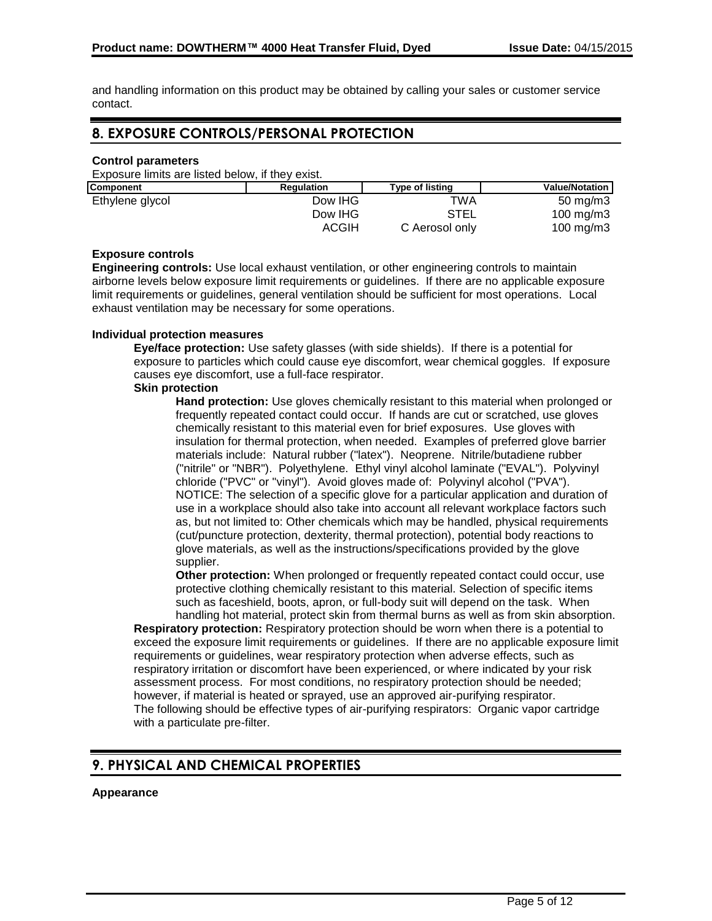and handling information on this product may be obtained by calling your sales or customer service contact.

## 8. EXPOSURE CONTROLS/PERSONAL PROTECTION

**Control parameters**

Exposure limits are listed below, if they exist.

| Component | Regulation | Type of listing | Value/Notation |
|---|---|---|---|
| Ethylene glycol | Dow IHG | TWA | 50 mg/m3 |
| | Dow IHG | STEL | 100 mg/m3 |
| | ACGIH | C Aerosol only | 100 mg/m3 |

**Exposure controls**

**Engineering controls:** Use local exhaust ventilation, or other engineering controls to maintain airborne levels below exposure limit requirements or guidelines. If there are no applicable exposure limit requirements or guidelines, general ventilation should be sufficient for most operations. Local exhaust ventilation may be necessary for some operations.

**Individual protection measures**

**Eye/face protection:** Use safety glasses (with side shields). If there is a potential for exposure to particles which could cause eye discomfort, wear chemical goggles. If exposure causes eye discomfort, use a full-face respirator.

**Skin protection**

**Hand protection:** Use gloves chemically resistant to this material when prolonged or frequently repeated contact could occur. If hands are cut or scratched, use gloves chemically resistant to this material even for brief exposures. Use gloves with insulation for thermal protection, when needed. Examples of preferred glove barrier materials include: Natural rubber ("latex"). Neoprene. Nitrile/butadiene rubber ("nitrile" or "NBR"). Polyethylene. Ethyl vinyl alcohol laminate ("EVAL"). Polyvinyl chloride ("PVC" or "vinyl"). Avoid gloves made of: Polyvinyl alcohol ("PVA"). NOTICE: The selection of a specific glove for a particular application and duration of use in a workplace should also take into account all relevant workplace factors such as, but not limited to: Other chemicals which may be handled, physical requirements (cut/puncture protection, dexterity, thermal protection), potential body reactions to glove materials, as well as the instructions/specifications provided by the glove supplier.

**Other protection:** When prolonged or frequently repeated contact could occur, use protective clothing chemically resistant to this material. Selection of specific items such as faceshield, boots, apron, or full-body suit will depend on the task. When handling hot material, protect skin from thermal burns as well as from skin absorption.

**Respiratory protection:** Respiratory protection should be worn when there is a potential to exceed the exposure limit requirements or guidelines. If there are no applicable exposure limit requirements or guidelines, wear respiratory protection when adverse effects, such as respiratory irritation or discomfort have been experienced, or where indicated by your risk assessment process. For most conditions, no respiratory protection should be needed; however, if material is heated or sprayed, use an approved air-purifying respirator. The following should be effective types of air-purifying respirators: Organic vapor cartridge with a particulate pre-filter.

## 9. PHYSICAL AND CHEMICAL PROPERTIES

**Appearance**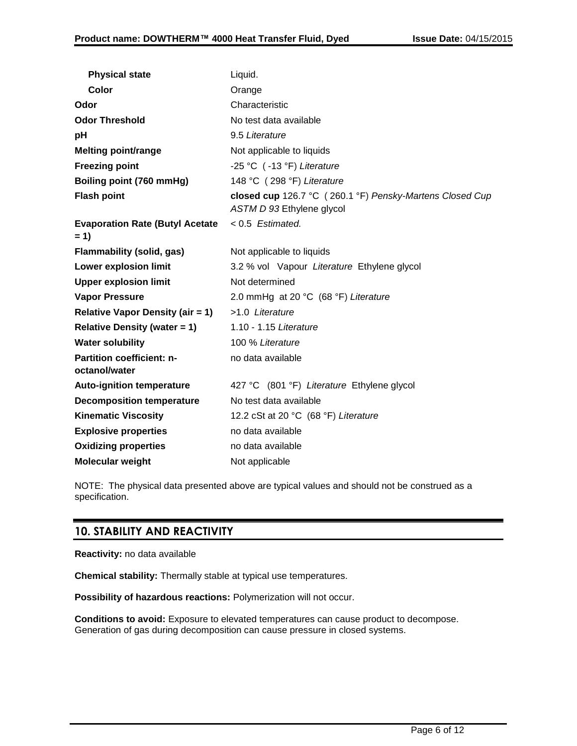| | |
|---|---|
| **Physical state** | Liquid. |
| **Color** | Orange |
| **Odor** | Characteristic |
| **Odor Threshold** | No test data available |
| **pH** | 9.5 *Literature* |
| **Melting point/range** | Not applicable to liquids |
| **Freezing point** | -25 °C ( -13 °F) *Literature* |
| **Boiling point (760 mmHg)** | 148 °C ( 298 °F) *Literature* |
| **Flash point** | **closed cup** 126.7 °C ( 260.1 °F) *Pensky-Martens Closed Cup ASTM D 93* Ethylene glycol |
| **Evaporation Rate (Butyl Acetate = 1)** | < 0.5 *Estimated.* |
| **Flammability (solid, gas)** | Not applicable to liquids |
| **Lower explosion limit** | 3.2 % vol Vapour *Literature* Ethylene glycol |
| **Upper explosion limit** | Not determined |
| **Vapor Pressure** | 2.0 mmHg at 20 °C (68 °F) *Literature* |
| **Relative Vapor Density (air = 1)** | >1.0 *Literature* |
| **Relative Density (water = 1)** | 1.10 - 1.15 *Literature* |
| **Water solubility** | 100 % *Literature* |
| **Partition coefficient: n-octanol/water** | no data available |
| **Auto-ignition temperature** | 427 °C (801 °F) *Literature* Ethylene glycol |
| **Decomposition temperature** | No test data available |
| **Kinematic Viscosity** | 12.2 cSt at 20 °C (68 °F) *Literature* |
| **Explosive properties** | no data available |
| **Oxidizing properties** | no data available |
| **Molecular weight** | Not applicable |

NOTE: The physical data presented above are typical values and should not be construed as a specification.

## 10. STABILITY AND REACTIVITY

**Reactivity:** no data available

**Chemical stability:** Thermally stable at typical use temperatures.

**Possibility of hazardous reactions:** Polymerization will not occur.

**Conditions to avoid:** Exposure to elevated temperatures can cause product to decompose. Generation of gas during decomposition can cause pressure in closed systems.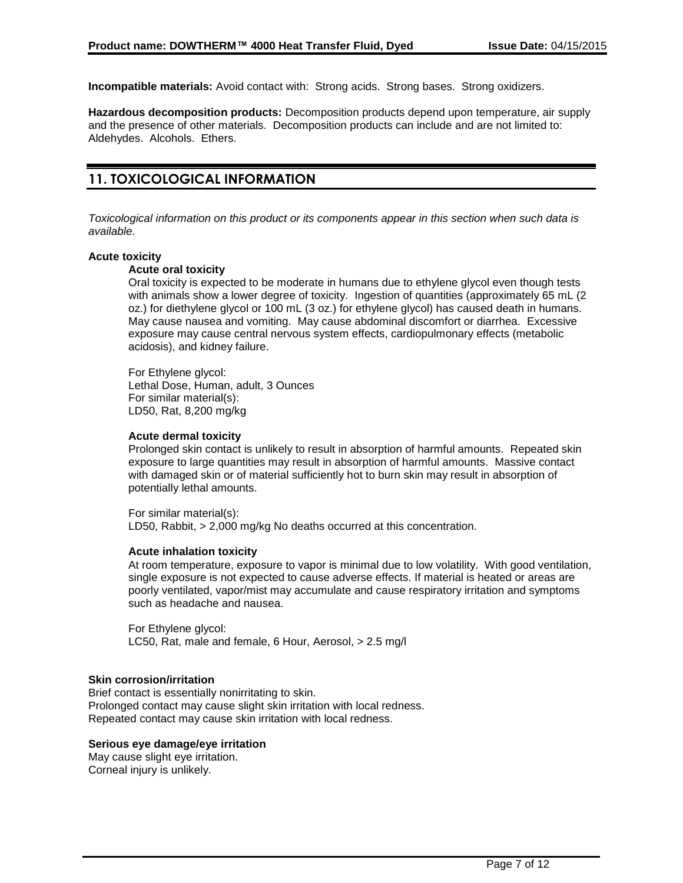**Incompatible materials:** Avoid contact with: Strong acids. Strong bases. Strong oxidizers.

**Hazardous decomposition products:** Decomposition products depend upon temperature, air supply and the presence of other materials. Decomposition products can include and are not limited to: Aldehydes. Alcohols. Ethers.

## 11. TOXICOLOGICAL INFORMATION

*Toxicological information on this product or its components appear in this section when such data is available.*

**Acute toxicity**

**Acute oral toxicity**

Oral toxicity is expected to be moderate in humans due to ethylene glycol even though tests with animals show a lower degree of toxicity. Ingestion of quantities (approximately 65 mL (2 oz.) for diethylene glycol or 100 mL (3 oz.) for ethylene glycol) has caused death in humans. May cause nausea and vomiting. May cause abdominal discomfort or diarrhea. Excessive exposure may cause central nervous system effects, cardiopulmonary effects (metabolic acidosis), and kidney failure.

For Ethylene glycol:
Lethal Dose, Human, adult, 3 Ounces
For similar material(s):
LD50, Rat, 8,200 mg/kg

**Acute dermal toxicity**

Prolonged skin contact is unlikely to result in absorption of harmful amounts. Repeated skin exposure to large quantities may result in absorption of harmful amounts. Massive contact with damaged skin or of material sufficiently hot to burn skin may result in absorption of potentially lethal amounts.

For similar material(s):
LD50, Rabbit, > 2,000 mg/kg No deaths occurred at this concentration.

**Acute inhalation toxicity**

At room temperature, exposure to vapor is minimal due to low volatility. With good ventilation, single exposure is not expected to cause adverse effects. If material is heated or areas are poorly ventilated, vapor/mist may accumulate and cause respiratory irritation and symptoms such as headache and nausea.

For Ethylene glycol:
LC50, Rat, male and female, 6 Hour, Aerosol, > 2.5 mg/l

**Skin corrosion/irritation**

Brief contact is essentially nonirritating to skin.
Prolonged contact may cause slight skin irritation with local redness.
Repeated contact may cause skin irritation with local redness.

**Serious eye damage/eye irritation**

May cause slight eye irritation.
Corneal injury is unlikely.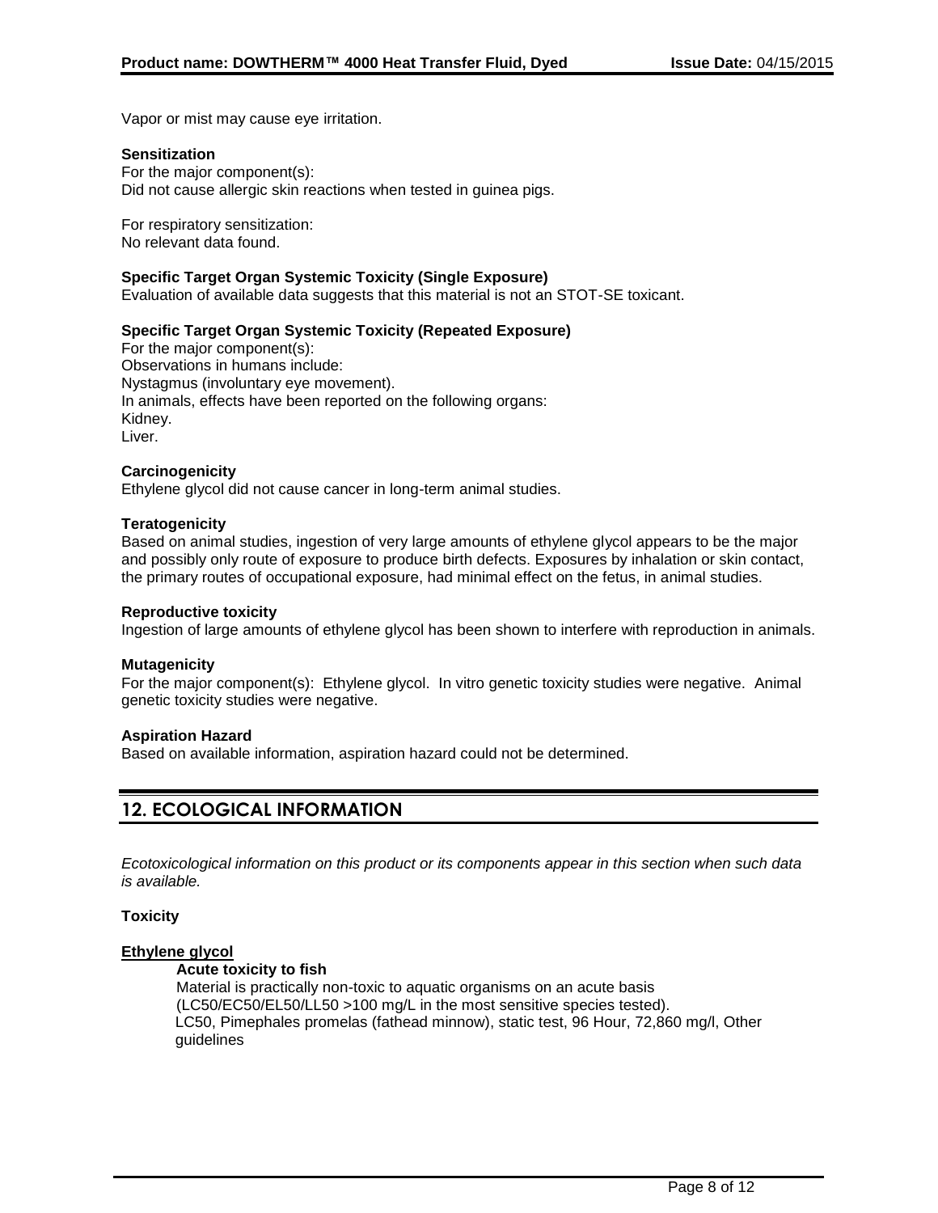Vapor or mist may cause eye irritation.

**Sensitization**
For the major component(s):
Did not cause allergic skin reactions when tested in guinea pigs.

For respiratory sensitization:
No relevant data found.

**Specific Target Organ Systemic Toxicity (Single Exposure)**
Evaluation of available data suggests that this material is not an STOT-SE toxicant.

**Specific Target Organ Systemic Toxicity (Repeated Exposure)**
For the major component(s):
Observations in humans include:
Nystagmus (involuntary eye movement).
In animals, effects have been reported on the following organs:
Kidney.
Liver.

**Carcinogenicity**
Ethylene glycol did not cause cancer in long-term animal studies.

**Teratogenicity**
Based on animal studies, ingestion of very large amounts of ethylene glycol appears to be the major and possibly only route of exposure to produce birth defects. Exposures by inhalation or skin contact, the primary routes of occupational exposure, had minimal effect on the fetus, in animal studies.

**Reproductive toxicity**
Ingestion of large amounts of ethylene glycol has been shown to interfere with reproduction in animals.

**Mutagenicity**
For the major component(s): Ethylene glycol. In vitro genetic toxicity studies were negative. Animal genetic toxicity studies were negative.

**Aspiration Hazard**
Based on available information, aspiration hazard could not be determined.

## 12. ECOLOGICAL INFORMATION

*Ecotoxicological information on this product or its components appear in this section when such data is available.*

**Toxicity**

**Ethylene glycol**

**Acute toxicity to fish**
Material is practically non-toxic to aquatic organisms on an acute basis (LC50/EC50/EL50/LL50 >100 mg/L in the most sensitive species tested).
LC50, Pimephales promelas (fathead minnow), static test, 96 Hour, 72,860 mg/l, Other guidelines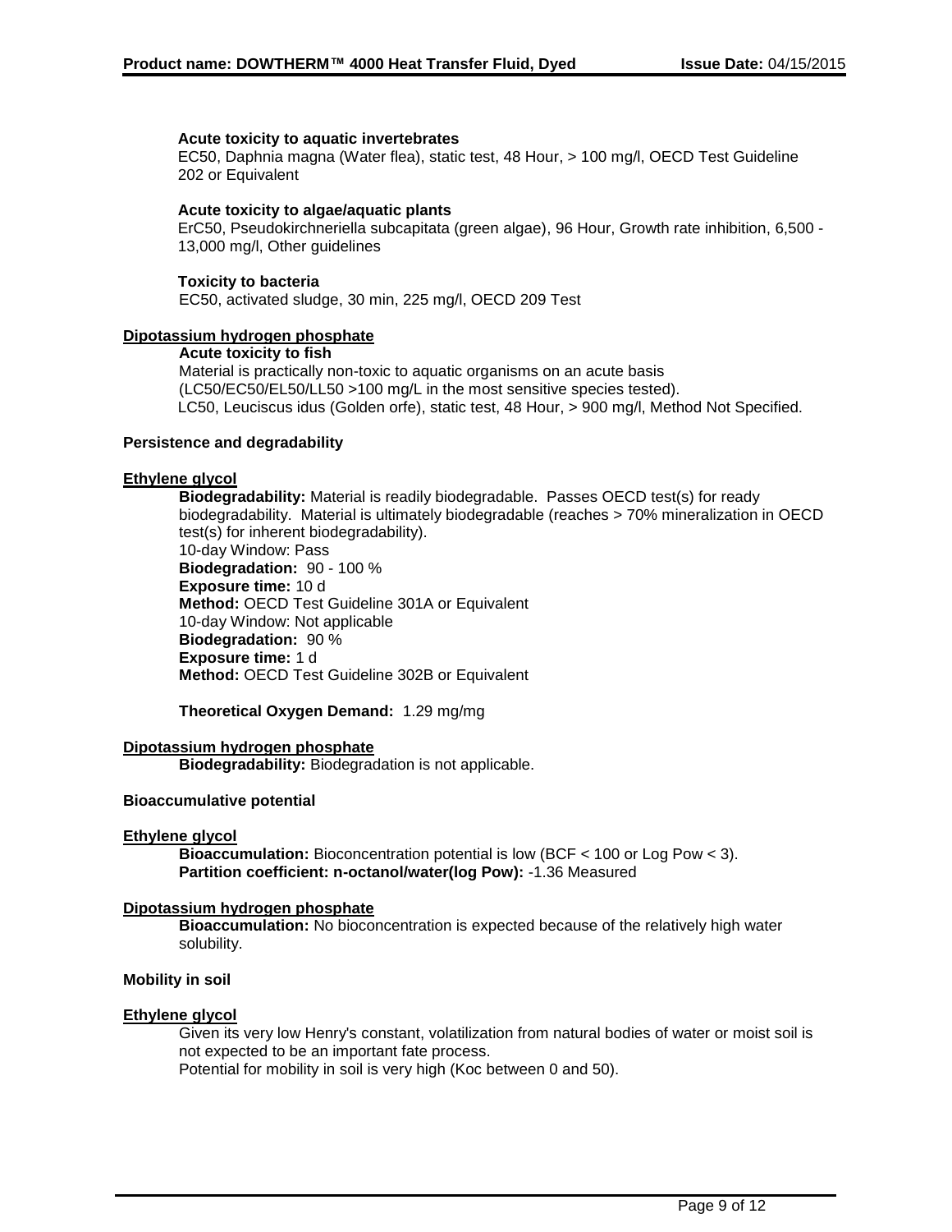**Acute toxicity to aquatic invertebrates**

EC50, Daphnia magna (Water flea), static test, 48 Hour, > 100 mg/l, OECD Test Guideline 202 or Equivalent

**Acute toxicity to algae/aquatic plants**

ErC50, Pseudokirchneriella subcapitata (green algae), 96 Hour, Growth rate inhibition, 6,500 - 13,000 mg/l, Other guidelines

**Toxicity to bacteria**

EC50, activated sludge, 30 min, 225 mg/l, OECD 209 Test

**Dipotassium hydrogen phosphate**

**Acute toxicity to fish**

Material is practically non-toxic to aquatic organisms on an acute basis (LC50/EC50/EL50/LL50 >100 mg/L in the most sensitive species tested).
LC50, Leuciscus idus (Golden orfe), static test, 48 Hour, > 900 mg/l, Method Not Specified.

**Persistence and degradability**

**Ethylene glycol**

**Biodegradability:** Material is readily biodegradable. Passes OECD test(s) for ready biodegradability. Material is ultimately biodegradable (reaches > 70% mineralization in OECD test(s) for inherent biodegradability).
10-day Window: Pass
**Biodegradation:** 90 - 100 %
**Exposure time:** 10 d
**Method:** OECD Test Guideline 301A or Equivalent
10-day Window: Not applicable
**Biodegradation:** 90 %
**Exposure time:** 1 d
**Method:** OECD Test Guideline 302B or Equivalent

**Theoretical Oxygen Demand:** 1.29 mg/mg

**Dipotassium hydrogen phosphate**

**Biodegradability:** Biodegradation is not applicable.

**Bioaccumulative potential**

**Ethylene glycol**

**Bioaccumulation:** Bioconcentration potential is low (BCF < 100 or Log Pow < 3).
**Partition coefficient: n-octanol/water(log Pow):** -1.36 Measured

**Dipotassium hydrogen phosphate**

**Bioaccumulation:** No bioconcentration is expected because of the relatively high water solubility.

**Mobility in soil**

**Ethylene glycol**

Given its very low Henry's constant, volatilization from natural bodies of water or moist soil is not expected to be an important fate process.
Potential for mobility in soil is very high (Koc between 0 and 50).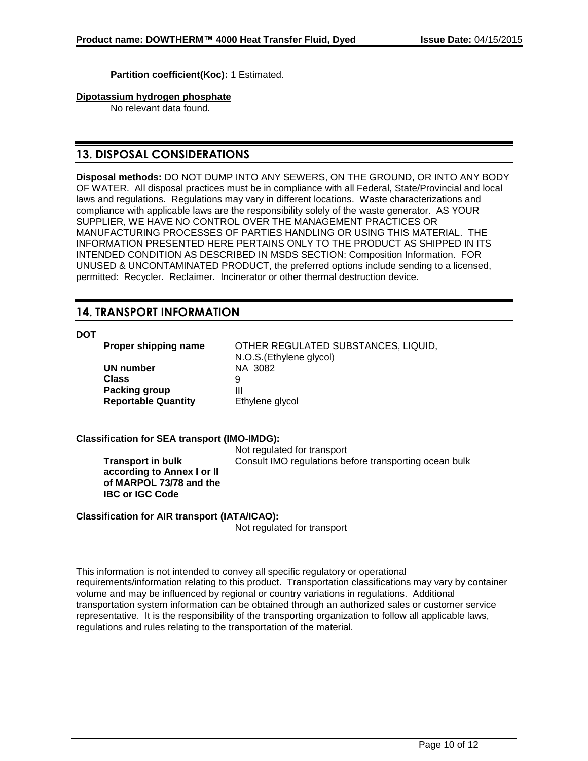**Partition coefficient(Koc):** 1 Estimated.

**Dipotassium hydrogen phosphate**

No relevant data found.

## 13. DISPOSAL CONSIDERATIONS

**Disposal methods:** DO NOT DUMP INTO ANY SEWERS, ON THE GROUND, OR INTO ANY BODY OF WATER. All disposal practices must be in compliance with all Federal, State/Provincial and local laws and regulations. Regulations may vary in different locations. Waste characterizations and compliance with applicable laws are the responsibility solely of the waste generator. AS YOUR SUPPLIER, WE HAVE NO CONTROL OVER THE MANAGEMENT PRACTICES OR MANUFACTURING PROCESSES OF PARTIES HANDLING OR USING THIS MATERIAL. THE INFORMATION PRESENTED HERE PERTAINS ONLY TO THE PRODUCT AS SHIPPED IN ITS INTENDED CONDITION AS DESCRIBED IN MSDS SECTION: Composition Information. FOR UNUSED & UNCONTAMINATED PRODUCT, the preferred options include sending to a licensed, permitted: Recycler. Reclaimer. Incinerator or other thermal destruction device.

## 14. TRANSPORT INFORMATION

**DOT**

| | |
|---|---|
| **Proper shipping name** | OTHER REGULATED SUBSTANCES, LIQUID, N.O.S.(Ethylene glycol) |
| **UN number** | NA 3082 |
| **Class** | 9 |
| **Packing group** | III |
| **Reportable Quantity** | Ethylene glycol |

**Classification for SEA transport (IMO-IMDG):**

Not regulated for transport

| | |
|---|---|
| **Transport in bulk according to Annex I or II of MARPOL 73/78 and the IBC or IGC Code** | Consult IMO regulations before transporting ocean bulk |

**Classification for AIR transport (IATA/ICAO):**

Not regulated for transport

This information is not intended to convey all specific regulatory or operational requirements/information relating to this product. Transportation classifications may vary by container volume and may be influenced by regional or country variations in regulations. Additional transportation system information can be obtained through an authorized sales or customer service representative. It is the responsibility of the transporting organization to follow all applicable laws, regulations and rules relating to the transportation of the material.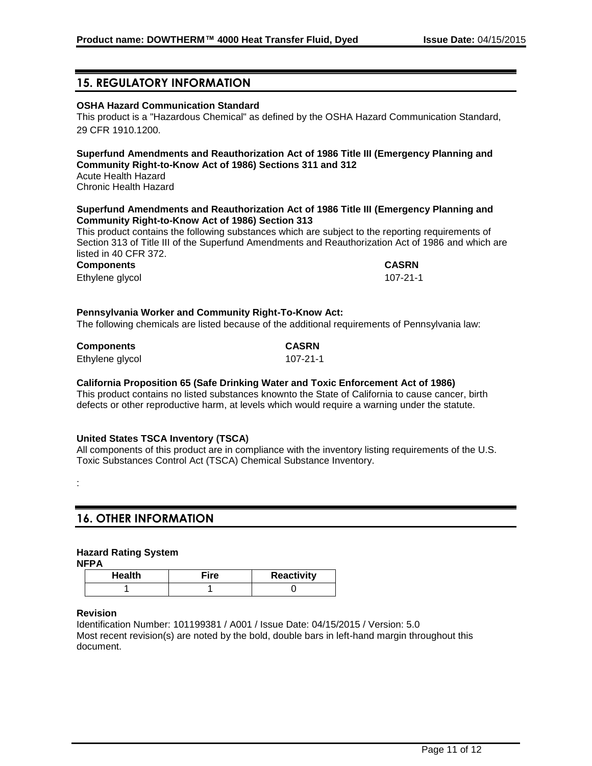## 15. REGULATORY INFORMATION

**OSHA Hazard Communication Standard**

This product is a "Hazardous Chemical" as defined by the OSHA Hazard Communication Standard, 29 CFR 1910.1200.

**Superfund Amendments and Reauthorization Act of 1986 Title III (Emergency Planning and Community Right-to-Know Act of 1986) Sections 311 and 312**

Acute Health Hazard
Chronic Health Hazard

**Superfund Amendments and Reauthorization Act of 1986 Title III (Emergency Planning and Community Right-to-Know Act of 1986) Section 313**

This product contains the following substances which are subject to the reporting requirements of Section 313 of Title III of the Superfund Amendments and Reauthorization Act of 1986 and which are listed in 40 CFR 372.

| Components | CASRN |
|---|---|
| Ethylene glycol | 107-21-1 |

**Pennsylvania Worker and Community Right-To-Know Act:**

The following chemicals are listed because of the additional requirements of Pennsylvania law:

| Components | CASRN |
|---|---|
| Ethylene glycol | 107-21-1 |

**California Proposition 65 (Safe Drinking Water and Toxic Enforcement Act of 1986)**

This product contains no listed substances knownto the State of California to cause cancer, birth defects or other reproductive harm, at levels which would require a warning under the statute.

**United States TSCA Inventory (TSCA)**

All components of this product are in compliance with the inventory listing requirements of the U.S. Toxic Substances Control Act (TSCA) Chemical Substance Inventory.

:

## 16. OTHER INFORMATION

**Hazard Rating System**

**NFPA**

| Health | Fire | Reactivity |
|---|---|---|
| 1 | 1 | 0 |

**Revision**

Identification Number: 101199381 / A001 / Issue Date: 04/15/2015 / Version: 5.0
Most recent revision(s) are noted by the bold, double bars in left-hand margin throughout this document.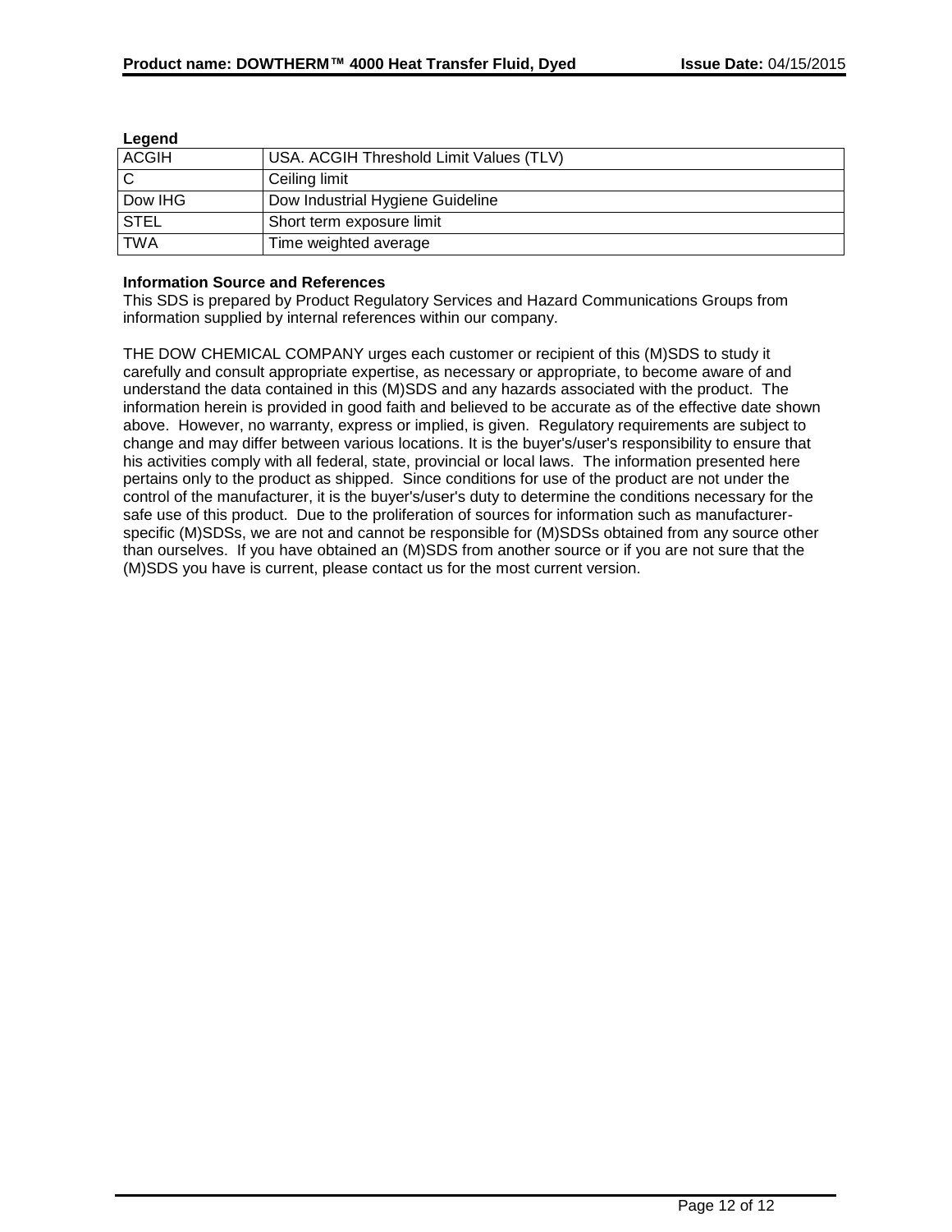**Legend**

| | |
|---|---|
| ACGIH | USA. ACGIH Threshold Limit Values (TLV) |
| C | Ceiling limit |
| Dow IHG | Dow Industrial Hygiene Guideline |
| STEL | Short term exposure limit |
| TWA | Time weighted average |

**Information Source and References**

This SDS is prepared by Product Regulatory Services and Hazard Communications Groups from information supplied by internal references within our company.

THE DOW CHEMICAL COMPANY urges each customer or recipient of this (M)SDS to study it carefully and consult appropriate expertise, as necessary or appropriate, to become aware of and understand the data contained in this (M)SDS and any hazards associated with the product. The information herein is provided in good faith and believed to be accurate as of the effective date shown above. However, no warranty, express or implied, is given. Regulatory requirements are subject to change and may differ between various locations. It is the buyer's/user's responsibility to ensure that his activities comply with all federal, state, provincial or local laws. The information presented here pertains only to the product as shipped. Since conditions for use of the product are not under the control of the manufacturer, it is the buyer's/user's duty to determine the conditions necessary for the safe use of this product. Due to the proliferation of sources for information such as manufacturer-specific (M)SDSs, we are not and cannot be responsible for (M)SDSs obtained from any source other than ourselves. If you have obtained an (M)SDS from another source or if you are not sure that the (M)SDS you have is current, please contact us for the most current version.